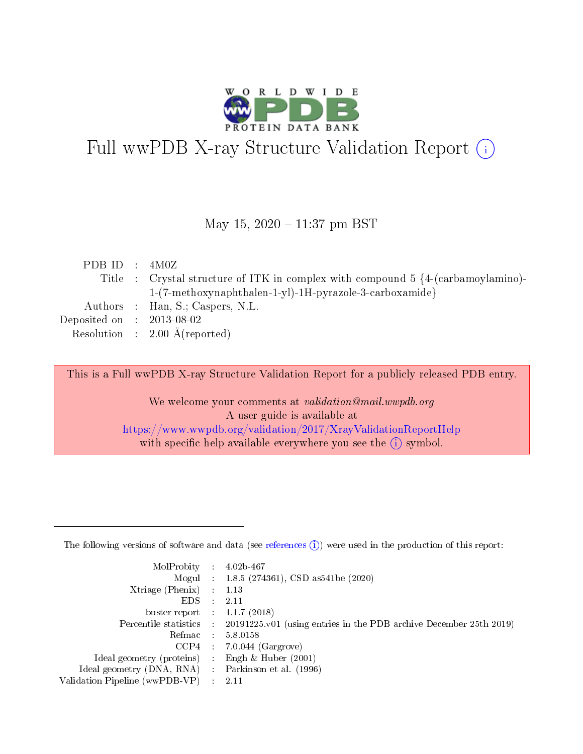# Full wwPDB X-ray Structure Validation Report (i)

May 15, 2020 – 11:37 pm BST

| | | |
|---|---|---|
| PDB ID | : | 4M0Z |
| Title | : | Crystal structure of ITK in complex with compound 5 {4-(carbamoylamino)-1-(7-methoxynaphthalen-1-yl)-1H-pyrazole-3-carboxamide} |
| Authors | : | Han, S.; Caspers, N.L. |
| Deposited on | : | 2013-08-02 |
| Resolution | : | 2.00 Å(reported) |

This is a Full wwPDB X-ray Structure Validation Report for a publicly released PDB entry.

We welcome your comments at *validation@mail.wwpdb.org*
A user guide is available at
https://www.wwpdb.org/validation/2017/XrayValidationReportHelp
with specific help available everywhere you see the (i) symbol.

---

The following versions of software and data (see references (i)) were used in the production of this report:

| | | |
|---|---|---|
| MolProbity | : | 4.02b-467 |
| Mogul | : | 1.8.5 (274361), CSD as541be (2020) |
| Xtriage (Phenix) | : | 1.13 |
| EDS | : | 2.11 |
| buster-report | : | 1.1.7 (2018) |
| Percentile statistics | : | 20191225.v01 (using entries in the PDB archive December 25th 2019) |
| Refmac | : | 5.8.0158 |
| CCP4 | : | 7.0.044 (Gargrove) |
| Ideal geometry (proteins) | : | Engh & Huber (2001) |
| Ideal geometry (DNA, RNA) | : | Parkinson et al. (1996) |
| Validation Pipeline (wwPDB-VP) | : | 2.11 |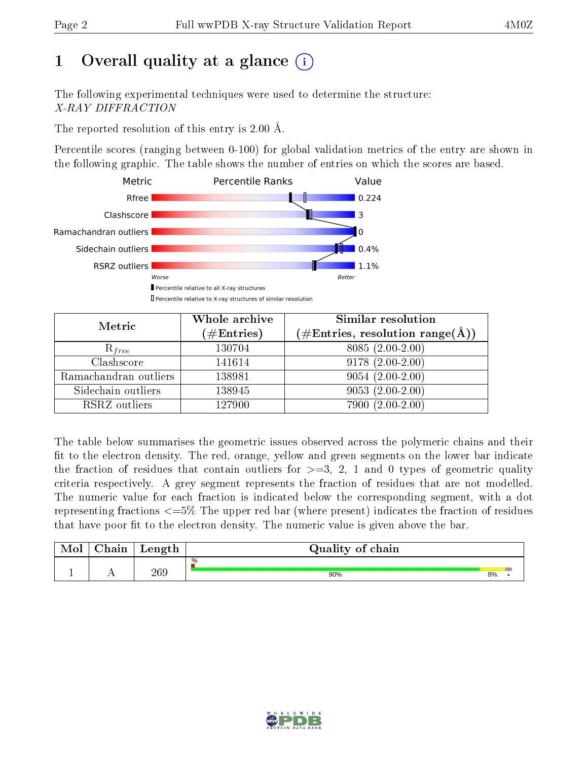# 1 Overall quality at a glance (i)

The following experimental techniques were used to determine the structure: *X-RAY DIFFRACTION*

The reported resolution of this entry is 2.00 Å.

Percentile scores (ranging between 0-100) for global validation metrics of the entry are shown in the following graphic. The table shows the number of entries on which the scores are based.

| Metric | Value |
|---|---|
| Rfree | 0.224 |
| Clashscore | 3 |
| Ramachandran outliers | 0 |
| Sidechain outliers | 0.4% |
| RSRZ outliers | 1.1% |

Worse — Better

▮ Percentile relative to all X-ray structures

▯ Percentile relative to X-ray structures of similar resolution

| Metric | Whole archive (#Entries) | Similar resolution (#Entries, resolution range(Å)) |
|---|---|---|
| $R_{free}$ | 130704 | 8085 (2.00-2.00) |
| Clashscore | 141614 | 9178 (2.00-2.00) |
| Ramachandran outliers | 138981 | 9054 (2.00-2.00) |
| Sidechain outliers | 138945 | 9053 (2.00-2.00) |
| RSRZ outliers | 127900 | 7900 (2.00-2.00) |

The table below summarises the geometric issues observed across the polymeric chains and their fit to the electron density. The red, orange, yellow and green segments on the lower bar indicate the fraction of residues that contain outliers for >=3, 2, 1 and 0 types of geometric quality criteria respectively. A grey segment represents the fraction of residues that are not modelled. The numeric value for each fraction is indicated below the corresponding segment, with a dot representing fractions <=5% The upper red bar (where present) indicates the fraction of residues that have poor fit to the electron density. The numeric value is given above the bar.

| Mol | Chain | Length | Quality of chain |
|---|---|---|---|
| 1 | A | 269 | % ; 90% ; 8% ; • |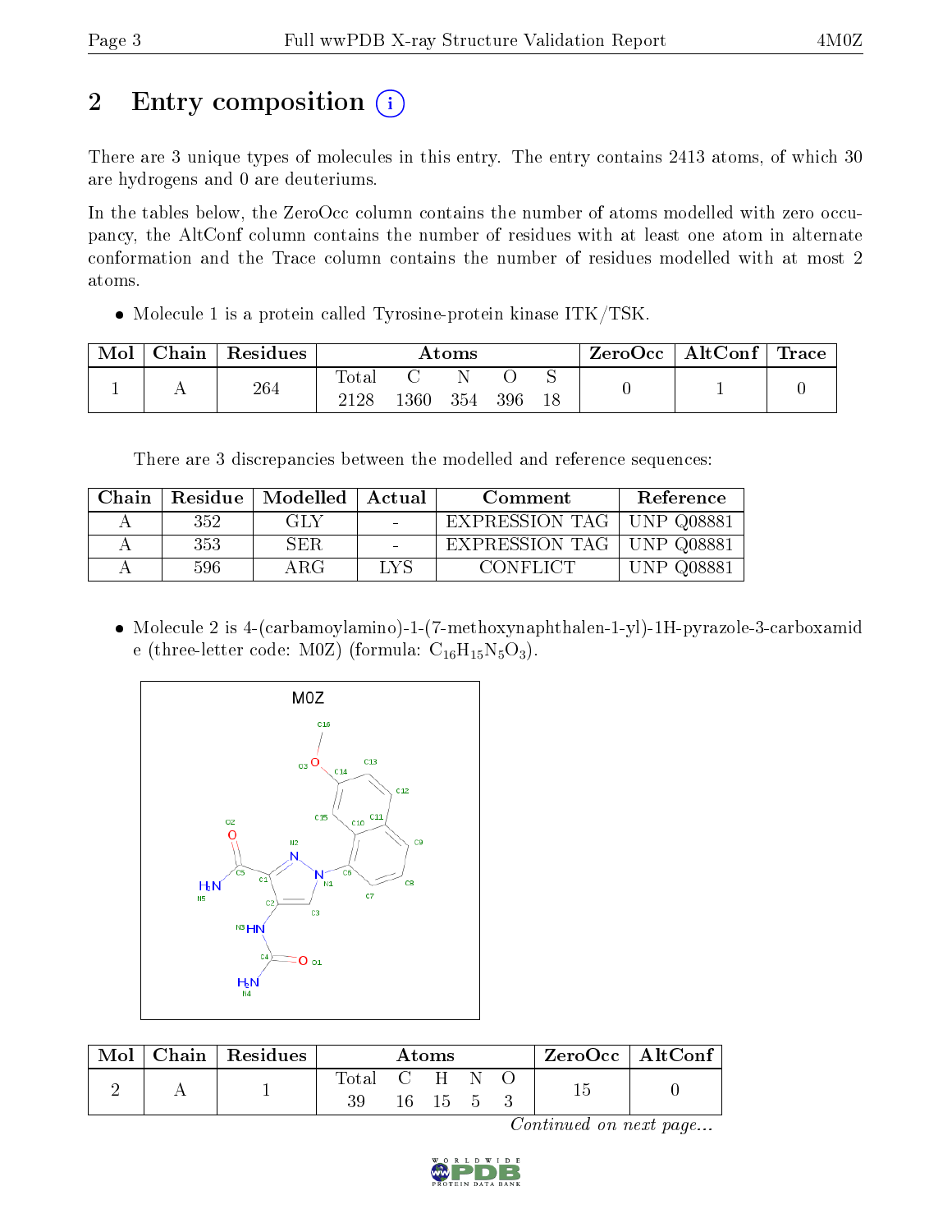# 2 Entry composition

There are 3 unique types of molecules in this entry. The entry contains 2413 atoms, of which 30 are hydrogens and 0 are deuteriums.

In the tables below, the ZeroOcc column contains the number of atoms modelled with zero occupancy, the AltConf column contains the number of residues with at least one atom in alternate conformation and the Trace column contains the number of residues modelled with at most 2 atoms.

- Molecule 1 is a protein called Tyrosine-protein kinase ITK/TSK.

| Mol | Chain | Residues | Atoms | | | | | ZeroOcc | AltConf | Trace |
|---|---|---|---|---|---|---|---|---|---|---|
| | | | Total | C | N | O | S | | | |
| 1 | A | 264 | 2128 | 1360 | 354 | 396 | 18 | 0 | 1 | 0 |

There are 3 discrepancies between the modelled and reference sequences:

| Chain | Residue | Modelled | Actual | Comment | Reference |
|---|---|---|---|---|---|
| A | 352 | GLY | - | EXPRESSION TAG | UNP Q08881 |
| A | 353 | SER | - | EXPRESSION TAG | UNP Q08881 |
| A | 596 | ARG | LYS | CONFLICT | UNP Q08881 |

- Molecule 2 is 4-(carbamoylamino)-1-(7-methoxynaphthalen-1-yl)-1H-pyrazole-3-carboxamide (three-letter code: M0Z) (formula: $C_{16}H_{15}N_5O_3$).

| Mol | Chain | Residues | Atoms | | | | | ZeroOcc | AltConf |
|---|---|---|---|---|---|---|---|---|---|
| | | | Total | C | H | N | O | | |
| 2 | A | 1 | 39 | 16 | 15 | 5 | 3 | 15 | 0 |

*Continued on next page...*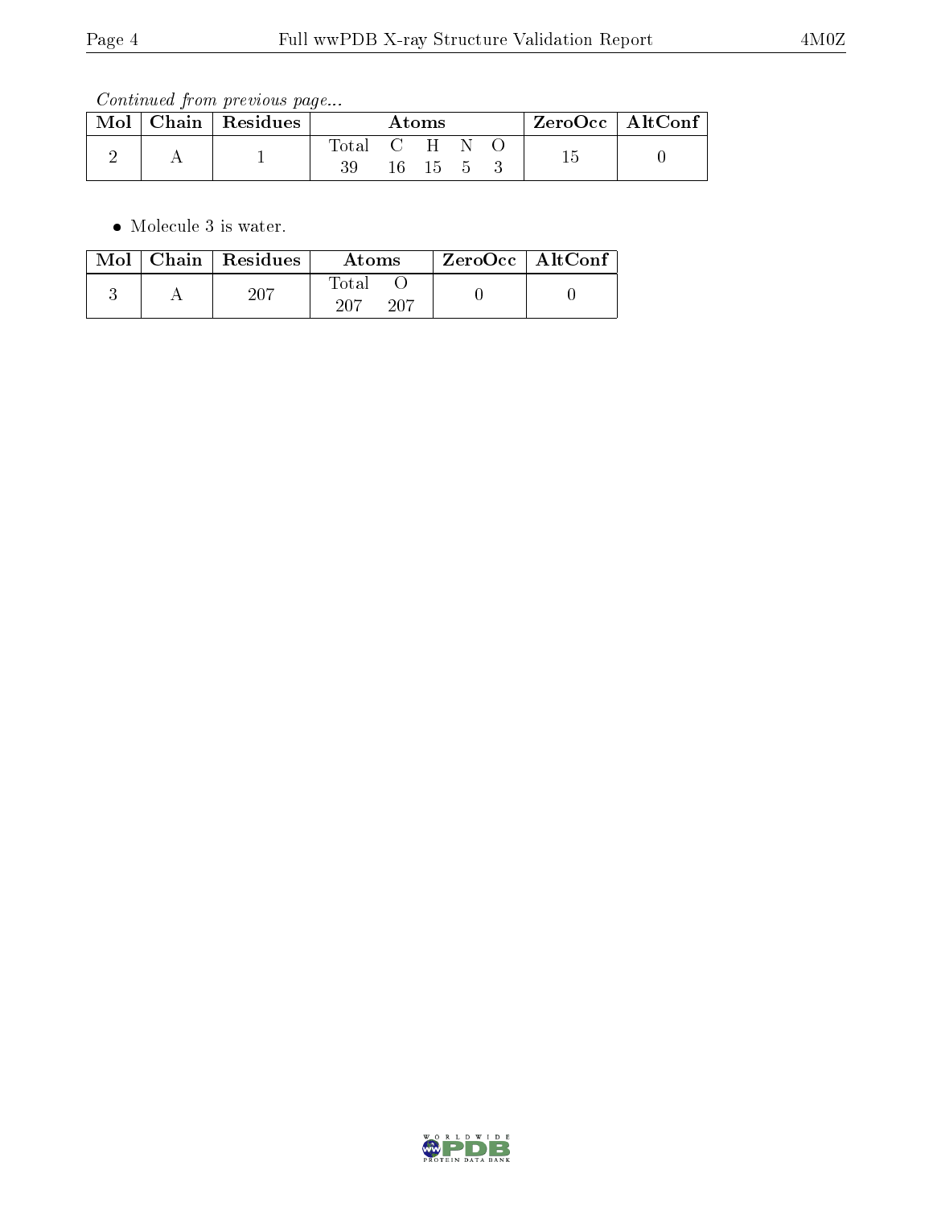*Continued from previous page...*

| Mol | Chain | Residues | Atoms | | | | | ZeroOcc | AltConf |
|---|---|---|---|---|---|---|---|---|---|
| | | | Total | C | H | N | O | | |
| 2 | A | 1 | 39 | 16 | 15 | 5 | 3 | 15 | 0 |

- Molecule 3 is water.

| Mol | Chain | Residues | Atoms | | ZeroOcc | AltConf |
|---|---|---|---|---|---|---|
| | | | Total | O | | |
| 3 | A | 207 | 207 | 207 | 0 | 0 |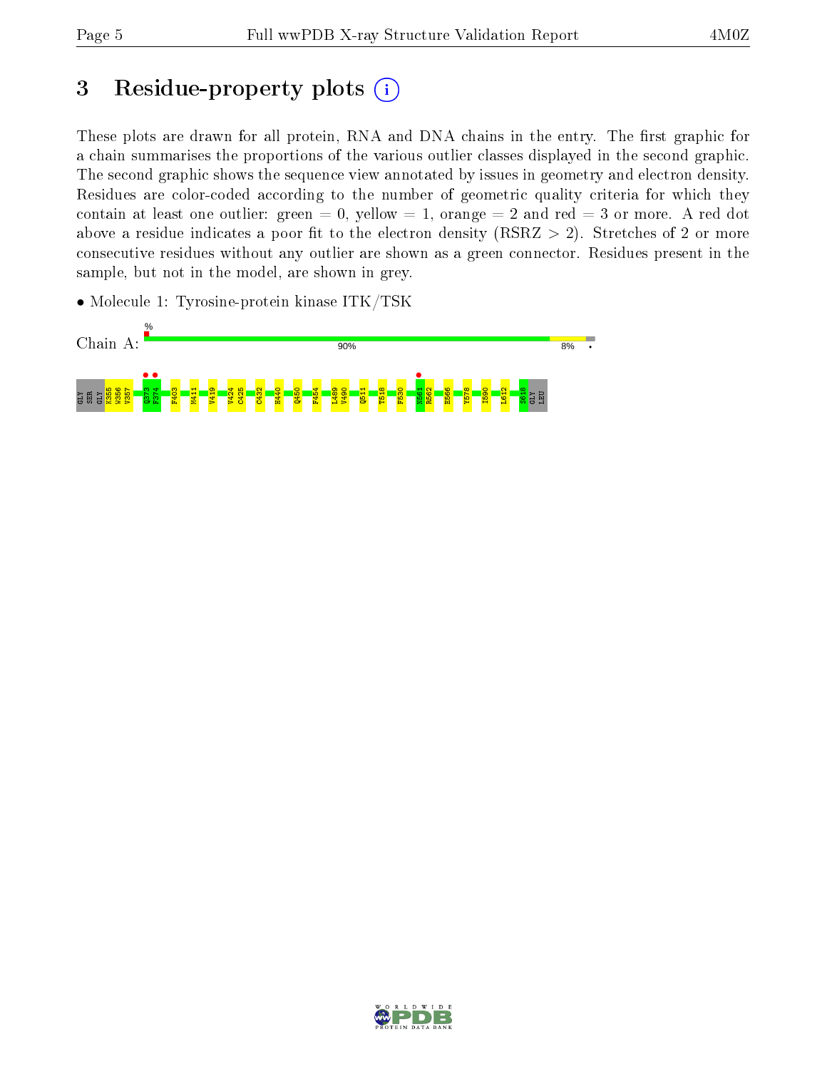# 3 Residue-property plots (i)

These plots are drawn for all protein, RNA and DNA chains in the entry. The first graphic for a chain summarises the proportions of the various outlier classes displayed in the second graphic. The second graphic shows the sequence view annotated by issues in geometry and electron density. Residues are color-coded according to the number of geometric quality criteria for which they contain at least one outlier: green = 0, yellow = 1, orange = 2 and red = 3 or more. A red dot above a residue indicates a poor fit to the electron density (RSRZ > 2). Stretches of 2 or more consecutive residues without any outlier are shown as a green connector. Residues present in the sample, but not in the model, are shown in grey.

- Molecule 1: Tyrosine-protein kinase ITK/TSK

Chain A: % 90% 8% •

GLY SER GLY K355 W356 V357 Q373 F374 F403 M411 V419 V424 C425 C432 H440 Q450 F454 L489 V490 Q511 T518 F530 N561 R562 E566 Y578 I590 L612 S618 GLY LEU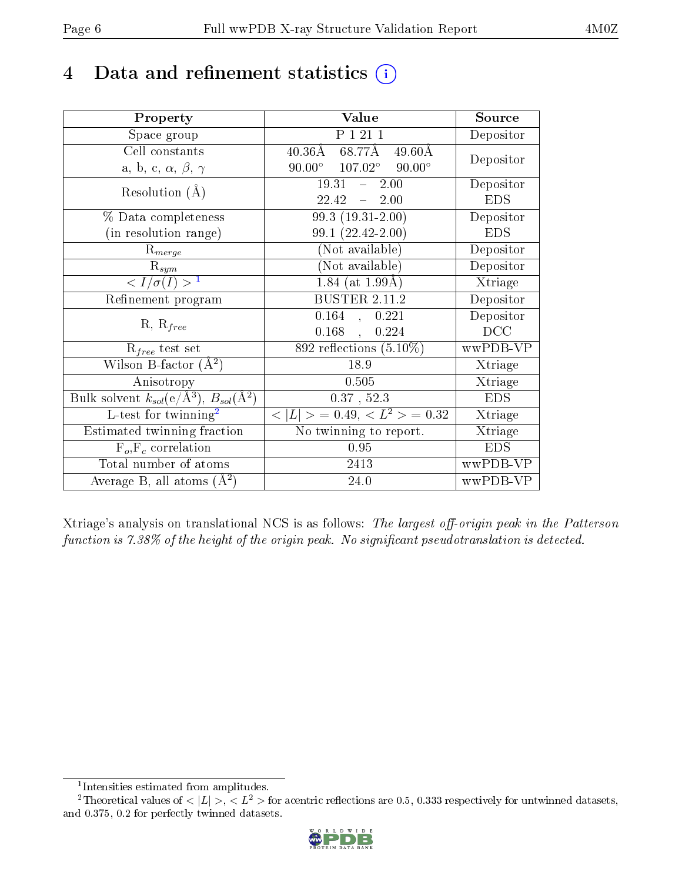# 4 Data and refinement statistics

| Property | Value | Source |
|---|---|---|
| Space group | P 1 21 1 | Depositor |
| Cell constants<br>a, b, c, $\alpha$, $\beta$, $\gamma$ | 40.36Å 68.77Å 49.60Å<br>90.00° 107.02° 90.00° | Depositor |
| Resolution (Å) | 19.31 – 2.00<br>22.42 – 2.00 | Depositor<br>EDS |
| % Data completeness<br>(in resolution range) | 99.3 (19.31-2.00)<br>99.1 (22.42-2.00) | Depositor<br>EDS |
| $R_{merge}$ | (Not available) | Depositor |
| $R_{sym}$ | (Not available) | Depositor |
| $< I/\sigma(I) >$ [1] | 1.84 (at 1.99Å) | Xtriage |
| Refinement program | BUSTER 2.11.2 | Depositor |
| R, $R_{free}$ | 0.164 , 0.221<br>0.168 , 0.224 | Depositor<br>DCC |
| $R_{free}$ test set | 892 reflections (5.10%) | wwPDB-VP |
| Wilson B-factor (Å$^2$) | 18.9 | Xtriage |
| Anisotropy | 0.505 | Xtriage |
| Bulk solvent $k_{sol}$(e/Å$^3$), $B_{sol}$(Å$^2$) | 0.37 , 52.3 | EDS |
| L-test for twinning[2] | $< \|L\| >$ = 0.49, $< L^2 >$ = 0.32 | Xtriage |
| Estimated twinning fraction | No twinning to report. | Xtriage |
| $F_o$,$F_c$ correlation | 0.95 | EDS |
| Total number of atoms | 2413 | wwPDB-VP |
| Average B, all atoms (Å$^2$) | 24.0 | wwPDB-VP |

Xtriage's analysis on translational NCS is as follows: *The largest off-origin peak in the Patterson function is 7.38% of the height of the origin peak. No significant pseudotranslation is detected.*

[1] Intensities estimated from amplitudes.

[2] Theoretical values of $< |L| >$, $< L^2 >$ for acentric reflections are 0.5, 0.333 respectively for untwinned datasets, and 0.375, 0.2 for perfectly twinned datasets.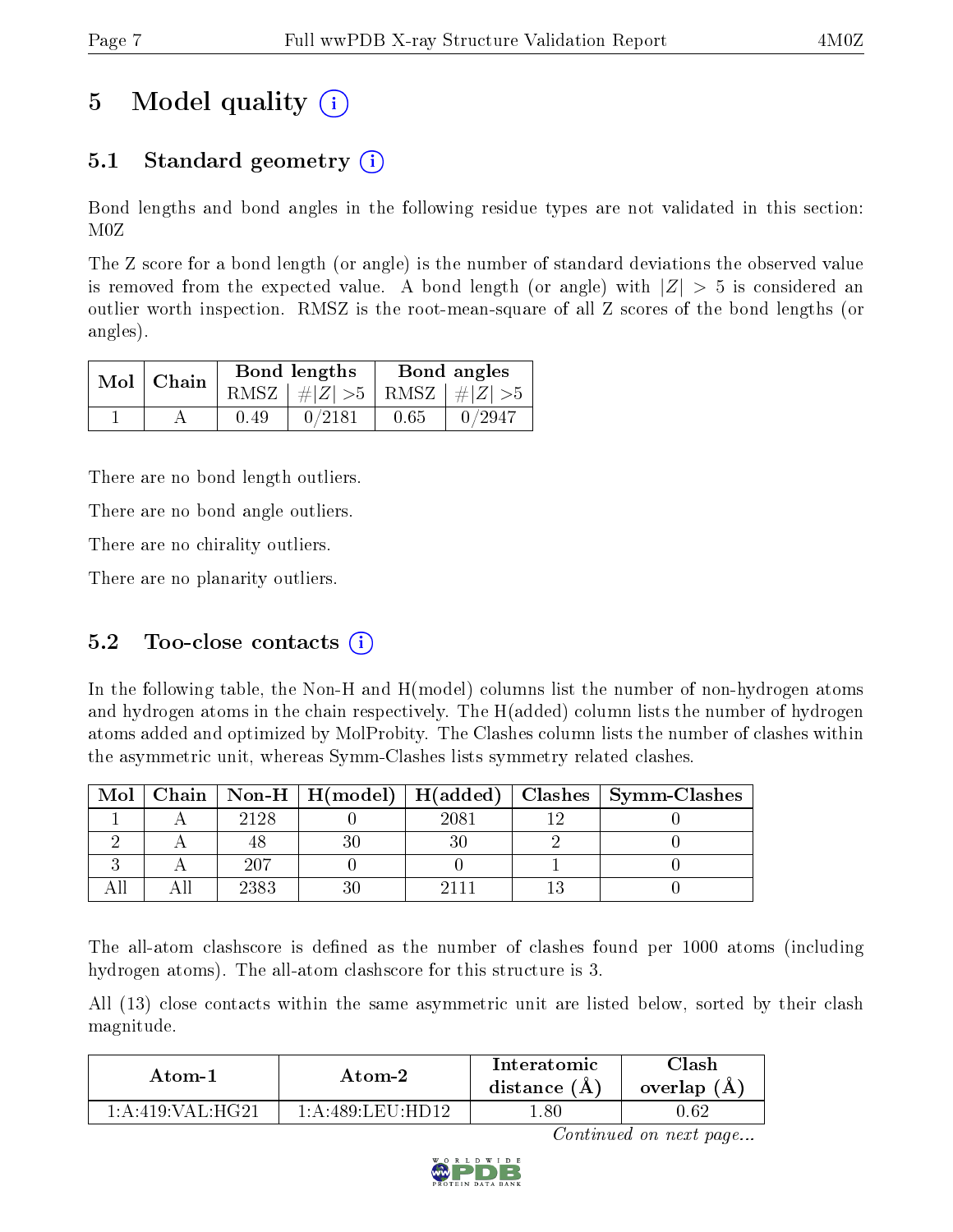# 5 Model quality (i)

## 5.1 Standard geometry (i)

Bond lengths and bond angles in the following residue types are not validated in this section: M0Z

The Z score for a bond length (or angle) is the number of standard deviations the observed value is removed from the expected value. A bond length (or angle) with $|Z| > 5$ is considered an outlier worth inspection. RMSZ is the root-mean-square of all Z scores of the bond lengths (or angles).

| Mol | Chain | Bond lengths | | Bond angles | |
|---|---|---|---|---|---|
| | | RMSZ | $\#\|Z\| > 5$ | RMSZ | $\#\|Z\| > 5$ |
| 1 | A | 0.49 | 0/2181 | 0.65 | 0/2947 |

There are no bond length outliers.

There are no bond angle outliers.

There are no chirality outliers.

There are no planarity outliers.

## 5.2 Too-close contacts (i)

In the following table, the Non-H and H(model) columns list the number of non-hydrogen atoms and hydrogen atoms in the chain respectively. The H(added) column lists the number of hydrogen atoms added and optimized by MolProbity. The Clashes column lists the number of clashes within the asymmetric unit, whereas Symm-Clashes lists symmetry related clashes.

| Mol | Chain | Non-H | H(model) | H(added) | Clashes | Symm-Clashes |
|---|---|---|---|---|---|---|
| 1 | A | 2128 | 0 | 2081 | 12 | 0 |
| 2 | A | 48 | 30 | 30 | 2 | 0 |
| 3 | A | 207 | 0 | 0 | 1 | 0 |
| All | All | 2383 | 30 | 2111 | 13 | 0 |

The all-atom clashscore is defined as the number of clashes found per 1000 atoms (including hydrogen atoms). The all-atom clashscore for this structure is 3.

All (13) close contacts within the same asymmetric unit are listed below, sorted by their clash magnitude.

| Atom-1 | Atom-2 | Interatomic distance (Å) | Clash overlap (Å) |
|---|---|---|---|
| 1:A:419:VAL:HG21 | 1:A:489:LEU:HD12 | 1.80 | 0.62 |

*Continued on next page...*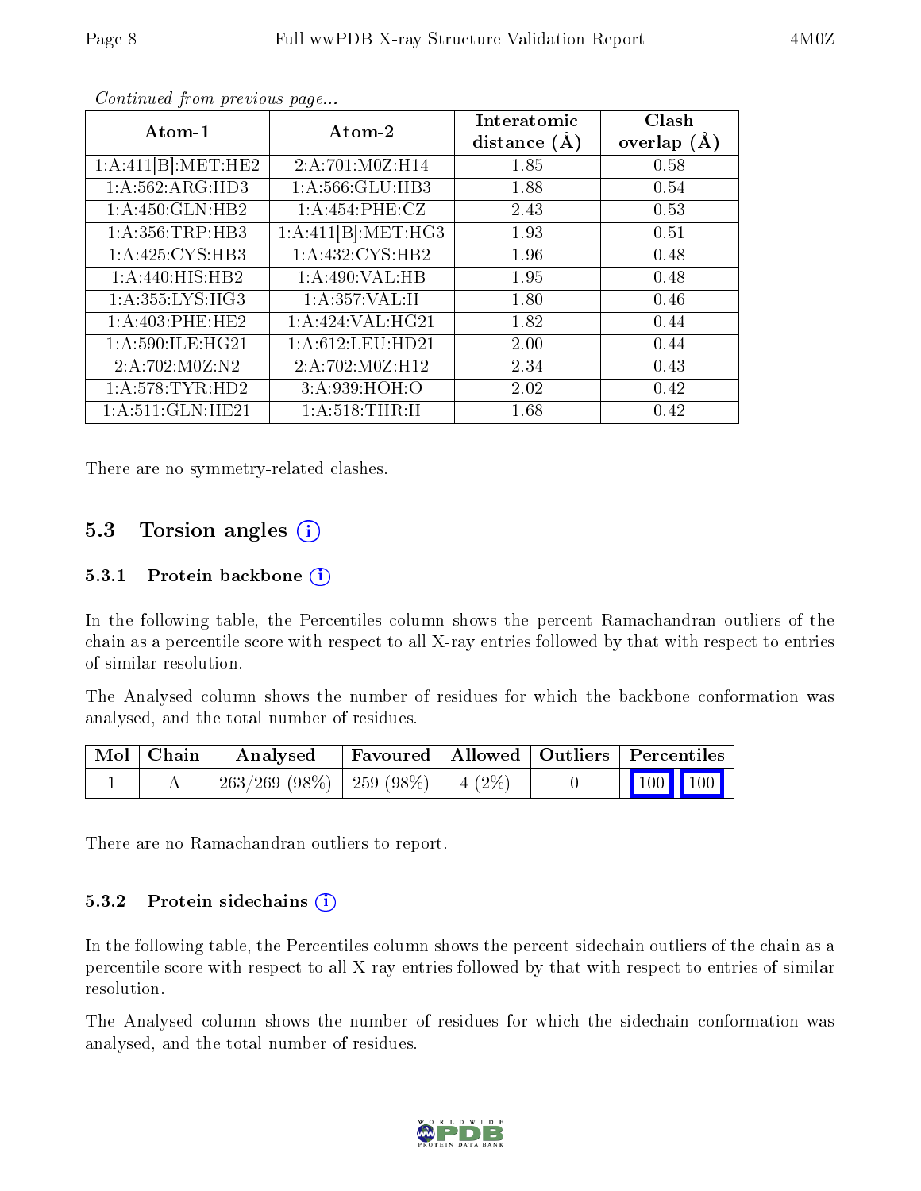*Continued from previous page...*

| Atom-1 | Atom-2 | Interatomic distance (Å) | Clash overlap (Å) |
|---|---|---|---|
| 1:A:411[B]:MET:HE2 | 2:A:701:M0Z:H14 | 1.85 | 0.58 |
| 1:A:562:ARG:HD3 | 1:A:566:GLU:HB3 | 1.88 | 0.54 |
| 1:A:450:GLN:HB2 | 1:A:454:PHE:CZ | 2.43 | 0.53 |
| 1:A:356:TRP:HB3 | 1:A:411[B]:MET:HG3 | 1.93 | 0.51 |
| 1:A:425:CYS:HB3 | 1:A:432:CYS:HB2 | 1.96 | 0.48 |
| 1:A:440:HIS:HB2 | 1:A:490:VAL:HB | 1.95 | 0.48 |
| 1:A:355:LYS:HG3 | 1:A:357:VAL:H | 1.80 | 0.46 |
| 1:A:403:PHE:HE2 | 1:A:424:VAL:HG21 | 1.82 | 0.44 |
| 1:A:590:ILE:HG21 | 1:A:612:LEU:HD21 | 2.00 | 0.44 |
| 2:A:702:M0Z:N2 | 2:A:702:M0Z:H12 | 2.34 | 0.43 |
| 1:A:578:TYR:HD2 | 3:A:939:HOH:O | 2.02 | 0.42 |
| 1:A:511:GLN:HE21 | 1:A:518:THR:H | 1.68 | 0.42 |

There are no symmetry-related clashes.

## 5.3 Torsion angles

### 5.3.1 Protein backbone

In the following table, the Percentiles column shows the percent Ramachandran outliers of the chain as a percentile score with respect to all X-ray entries followed by that with respect to entries of similar resolution.

The Analysed column shows the number of residues for which the backbone conformation was analysed, and the total number of residues.

| Mol | Chain | Analysed | Favoured | Allowed | Outliers | Percentiles | |
|---|---|---|---|---|---|---|---|
| 1 | A | 263/269 (98%) | 259 (98%) | 4 (2%) | 0 | 100 | 100 |

There are no Ramachandran outliers to report.

### 5.3.2 Protein sidechains

In the following table, the Percentiles column shows the percent sidechain outliers of the chain as a percentile score with respect to all X-ray entries followed by that with respect to entries of similar resolution.

The Analysed column shows the number of residues for which the sidechain conformation was analysed, and the total number of residues.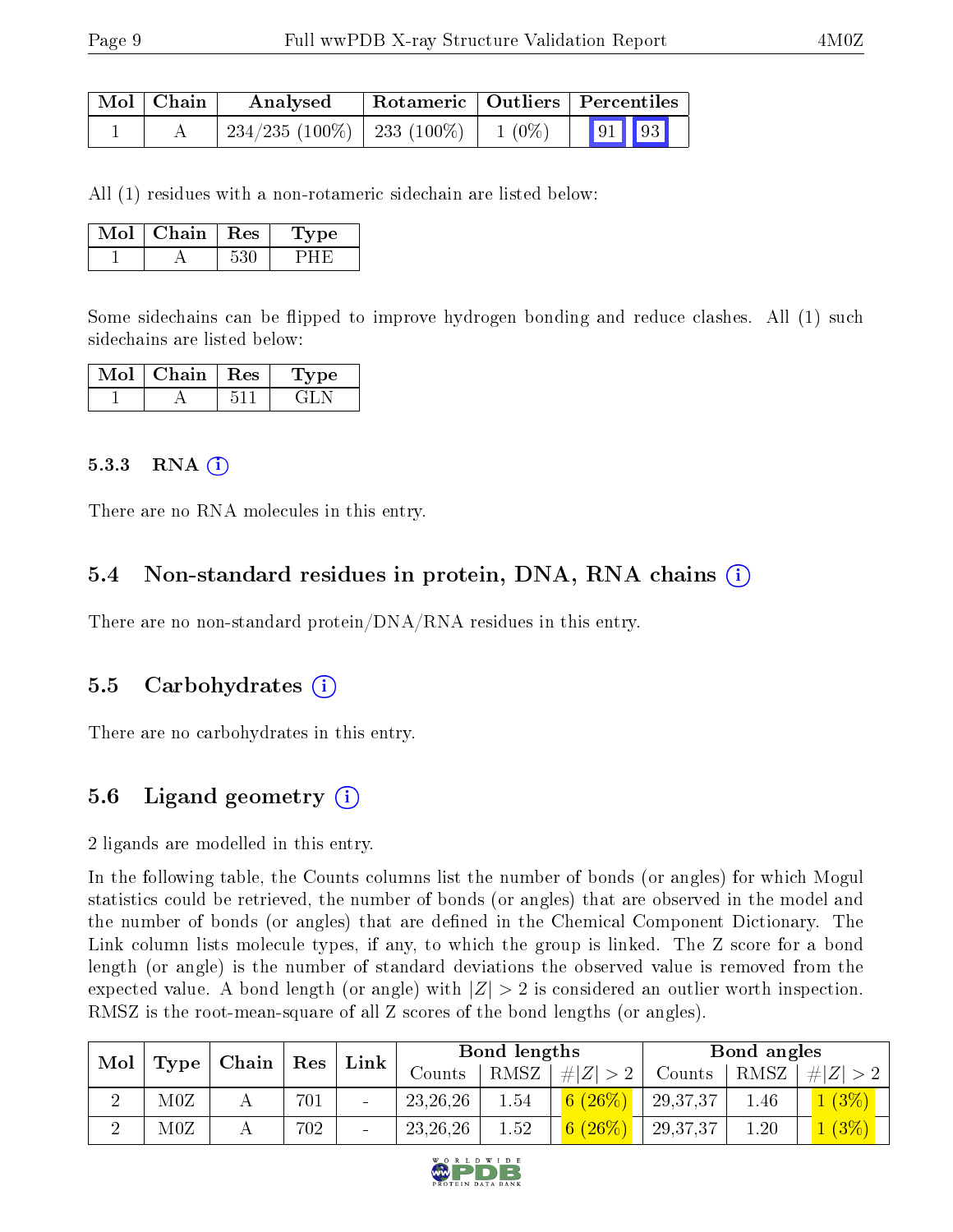| Mol | Chain | Analysed | Rotameric | Outliers | Percentiles | |
|---|---|---|---|---|---|---|
| 1 | A | 234/235 (100%) | 233 (100%) | 1 (0%) | 91 | 93 |

All (1) residues with a non-rotameric sidechain are listed below:

| Mol | Chain | Res | Type |
|---|---|---|---|
| 1 | A | 530 | PHE |

Some sidechains can be flipped to improve hydrogen bonding and reduce clashes. All (1) such sidechains are listed below:

| Mol | Chain | Res | Type |
|---|---|---|---|
| 1 | A | 511 | GLN |

### 5.3.3 RNA

There are no RNA molecules in this entry.

## 5.4 Non-standard residues in protein, DNA, RNA chains

There are no non-standard protein/DNA/RNA residues in this entry.

## 5.5 Carbohydrates

There are no carbohydrates in this entry.

## 5.6 Ligand geometry

2 ligands are modelled in this entry.

In the following table, the Counts columns list the number of bonds (or angles) for which Mogul statistics could be retrieved, the number of bonds (or angles) that are observed in the model and the number of bonds (or angles) that are defined in the Chemical Component Dictionary. The Link column lists molecule types, if any, to which the group is linked. The Z score for a bond length (or angle) is the number of standard deviations the observed value is removed from the expected value. A bond length (or angle) with $|Z| > 2$ is considered an outlier worth inspection. RMSZ is the root-mean-square of all Z scores of the bond lengths (or angles).

| Mol | Type | Chain | Res | Link | Bond lengths | | | Bond angles | | |
|---|---|---|---|---|---|---|---|---|---|---|
| | | | | | Counts | RMSZ | #\|Z\| > 2 | Counts | RMSZ | #\|Z\| > 2 |
| 2 | M0Z | A | 701 | - | 23,26,26 | 1.54 | 6 (26%) | 29,37,37 | 1.46 | 1 (3%) |
| 2 | M0Z | A | 702 | - | 23,26,26 | 1.52 | 6 (26%) | 29,37,37 | 1.20 | 1 (3%) |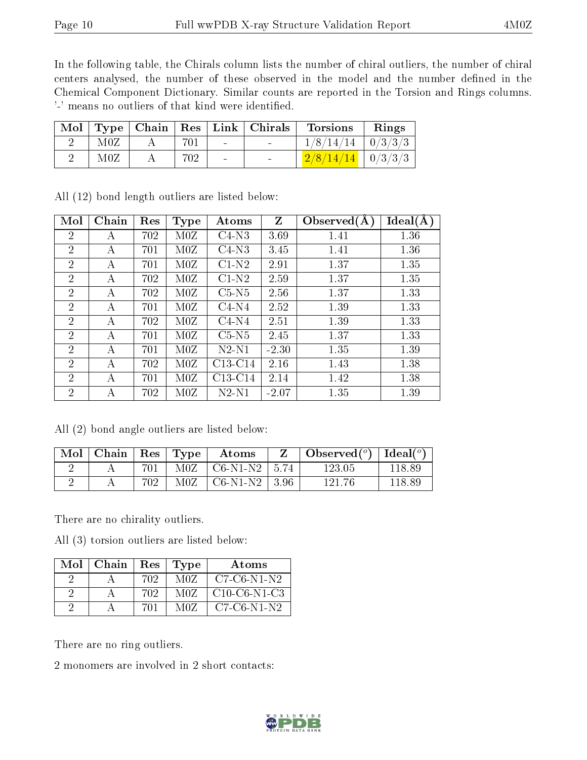In the following table, the Chirals column lists the number of chiral outliers, the number of chiral centers analysed, the number of these observed in the model and the number defined in the Chemical Component Dictionary. Similar counts are reported in the Torsion and Rings columns. '-' means no outliers of that kind were identified.

| Mol | Type | Chain | Res | Link | Chirals | Torsions | Rings |
|---|---|---|---|---|---|---|---|
| 2 | M0Z | A | 701 | - | - | 1/8/14/14 | 0/3/3/3 |
| 2 | M0Z | A | 702 | - | - | 2/8/14/14 | 0/3/3/3 |

All (12) bond length outliers are listed below:

| Mol | Chain | Res | Type | Atoms | Z | Observed(Å) | Ideal(Å) |
|---|---|---|---|---|---|---|---|
| 2 | A | 702 | M0Z | C4-N3 | 3.69 | 1.41 | 1.36 |
| 2 | A | 701 | M0Z | C4-N3 | 3.45 | 1.41 | 1.36 |
| 2 | A | 701 | M0Z | C1-N2 | 2.91 | 1.37 | 1.35 |
| 2 | A | 702 | M0Z | C1-N2 | 2.59 | 1.37 | 1.35 |
| 2 | A | 702 | M0Z | C5-N5 | 2.56 | 1.37 | 1.33 |
| 2 | A | 701 | M0Z | C4-N4 | 2.52 | 1.39 | 1.33 |
| 2 | A | 702 | M0Z | C4-N4 | 2.51 | 1.39 | 1.33 |
| 2 | A | 701 | M0Z | C5-N5 | 2.45 | 1.37 | 1.33 |
| 2 | A | 701 | M0Z | N2-N1 | -2.30 | 1.35 | 1.39 |
| 2 | A | 702 | M0Z | C13-C14 | 2.16 | 1.43 | 1.38 |
| 2 | A | 701 | M0Z | C13-C14 | 2.14 | 1.42 | 1.38 |
| 2 | A | 702 | M0Z | N2-N1 | -2.07 | 1.35 | 1.39 |

All (2) bond angle outliers are listed below:

| Mol | Chain | Res | Type | Atoms | Z | Observed($^o$) | Ideal($^o$) |
|---|---|---|---|---|---|---|---|
| 2 | A | 701 | M0Z | C6-N1-N2 | 5.74 | 123.05 | 118.89 |
| 2 | A | 702 | M0Z | C6-N1-N2 | 3.96 | 121.76 | 118.89 |

There are no chirality outliers.

All (3) torsion outliers are listed below:

| Mol | Chain | Res | Type | Atoms |
|---|---|---|---|---|
| 2 | A | 702 | M0Z | C7-C6-N1-N2 |
| 2 | A | 702 | M0Z | C10-C6-N1-C3 |
| 2 | A | 701 | M0Z | C7-C6-N1-N2 |

There are no ring outliers.

2 monomers are involved in 2 short contacts: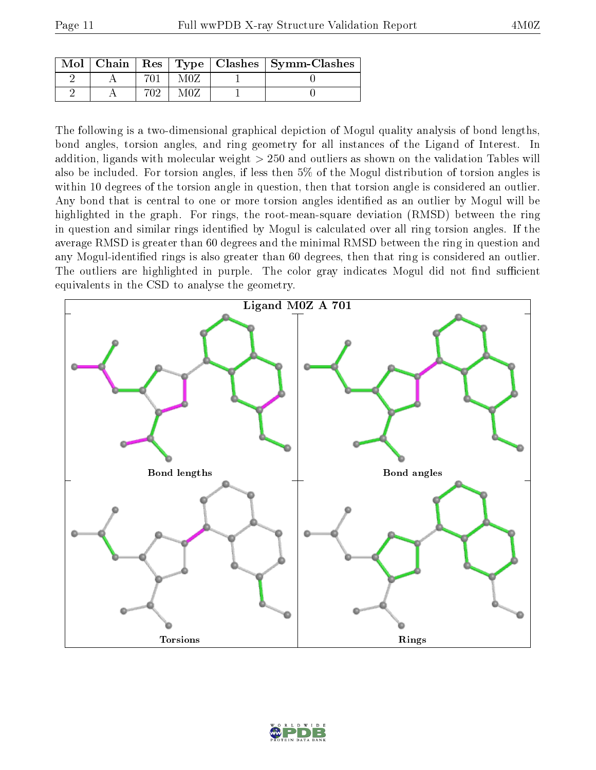| Mol | Chain | Res | Type | Clashes | Symm-Clashes |
|---|---|---|---|---|---|
| 2 | A | 701 | M0Z | 1 | 0 |
| 2 | A | 702 | M0Z | 1 | 0 |

The following is a two-dimensional graphical depiction of Mogul quality analysis of bond lengths, bond angles, torsion angles, and ring geometry for all instances of the Ligand of Interest. In addition, ligands with molecular weight > 250 and outliers as shown on the validation Tables will also be included. For torsion angles, if less then 5% of the Mogul distribution of torsion angles is within 10 degrees of the torsion angle in question, then that torsion angle is considered an outlier. Any bond that is central to one or more torsion angles identified as an outlier by Mogul will be highlighted in the graph. For rings, the root-mean-square deviation (RMSD) between the ring in question and similar rings identified by Mogul is calculated over all ring torsion angles. If the average RMSD is greater than 60 degrees and the minimal RMSD between the ring in question and any Mogul-identified rings is also greater than 60 degrees, then that ring is considered an outlier. The outliers are highlighted in purple. The color gray indicates Mogul did not find sufficient equivalents in the CSD to analyse the geometry.

**Ligand M0Z A 701**

Bond lengths

Bond angles

Torsions

Rings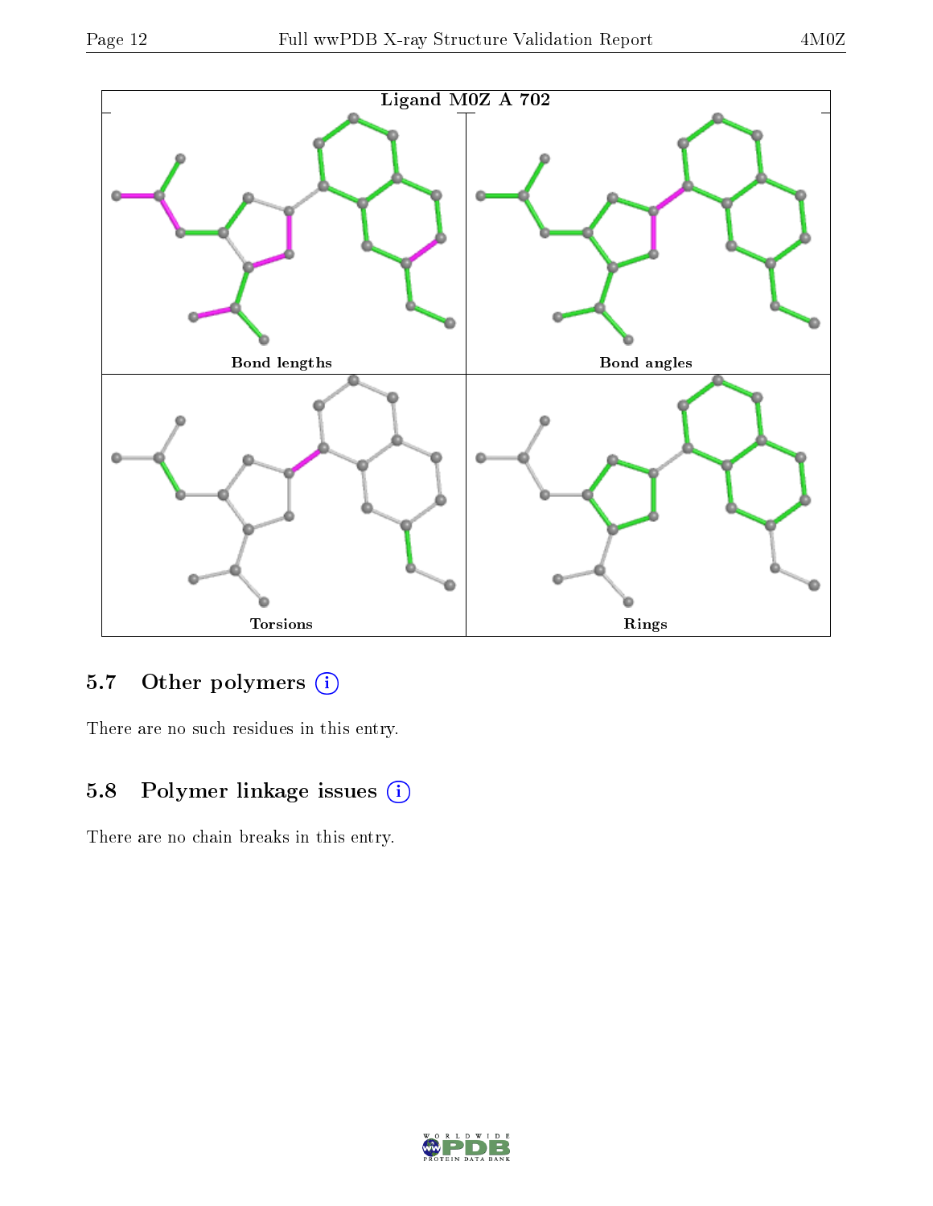Ligand M0Z A 702

Bond lengths

Bond angles

Torsions

Rings

### 5.7 Other polymers (i)

There are no such residues in this entry.

### 5.8 Polymer linkage issues (i)

There are no chain breaks in this entry.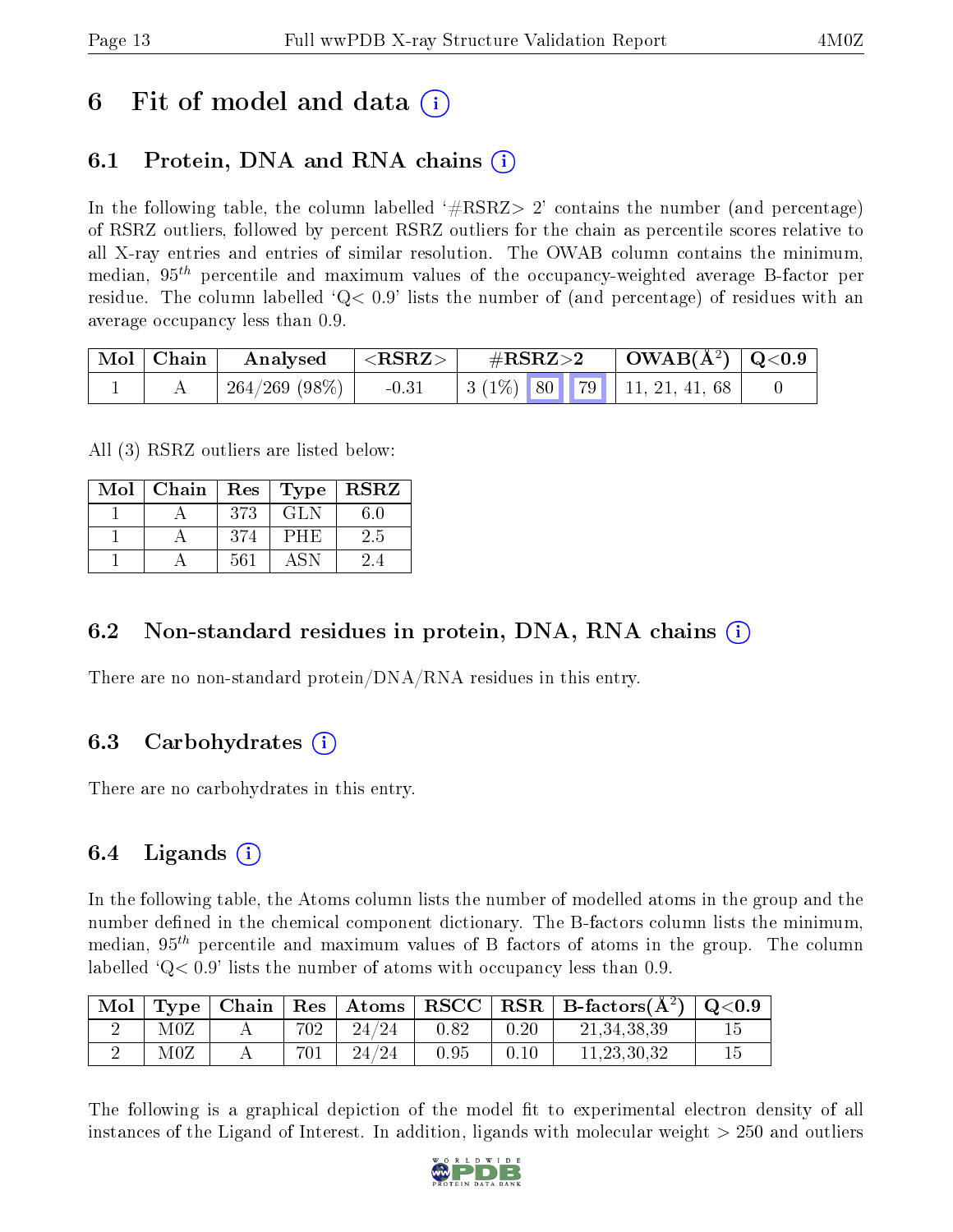# 6 Fit of model and data (i)

## 6.1 Protein, DNA and RNA chains (i)

In the following table, the column labelled '#RSRZ> 2' contains the number (and percentage) of RSRZ outliers, followed by percent RSRZ outliers for the chain as percentile scores relative to all X-ray entries and entries of similar resolution. The OWAB column contains the minimum, median, $95^{th}$ percentile and maximum values of the occupancy-weighted average B-factor per residue. The column labelled 'Q< 0.9' lists the number of (and percentage) of residues with an average occupancy less than 0.9.

| Mol | Chain | Analysed | <RSRZ> | #RSRZ>2 | | | OWAB(Å$^2$) | Q<0.9 |
|---|---|---|---|---|---|---|---|---|
| 1 | A | 264/269 (98%) | -0.31 | 3 (1%) | 80 | 79 | 11, 21, 41, 68 | 0 |

All (3) RSRZ outliers are listed below:

| Mol | Chain | Res | Type | RSRZ |
|---|---|---|---|---|
| 1 | A | 373 | GLN | 6.0 |
| 1 | A | 374 | PHE | 2.5 |
| 1 | A | 561 | ASN | 2.4 |

## 6.2 Non-standard residues in protein, DNA, RNA chains (i)

There are no non-standard protein/DNA/RNA residues in this entry.

## 6.3 Carbohydrates (i)

There are no carbohydrates in this entry.

## 6.4 Ligands (i)

In the following table, the Atoms column lists the number of modelled atoms in the group and the number defined in the chemical component dictionary. The B-factors column lists the minimum, median, $95^{th}$ percentile and maximum values of B factors of atoms in the group. The column labelled 'Q< 0.9' lists the number of atoms with occupancy less than 0.9.

| Mol | Type | Chain | Res | Atoms | RSCC | RSR | B-factors(Å$^2$) | Q<0.9 |
|---|---|---|---|---|---|---|---|---|
| 2 | M0Z | A | 702 | 24/24 | 0.82 | 0.20 | 21,34,38,39 | 15 |
| 2 | M0Z | A | 701 | 24/24 | 0.95 | 0.10 | 11,23,30,32 | 15 |

The following is a graphical depiction of the model fit to experimental electron density of all instances of the Ligand of Interest. In addition, ligands with molecular weight > 250 and outliers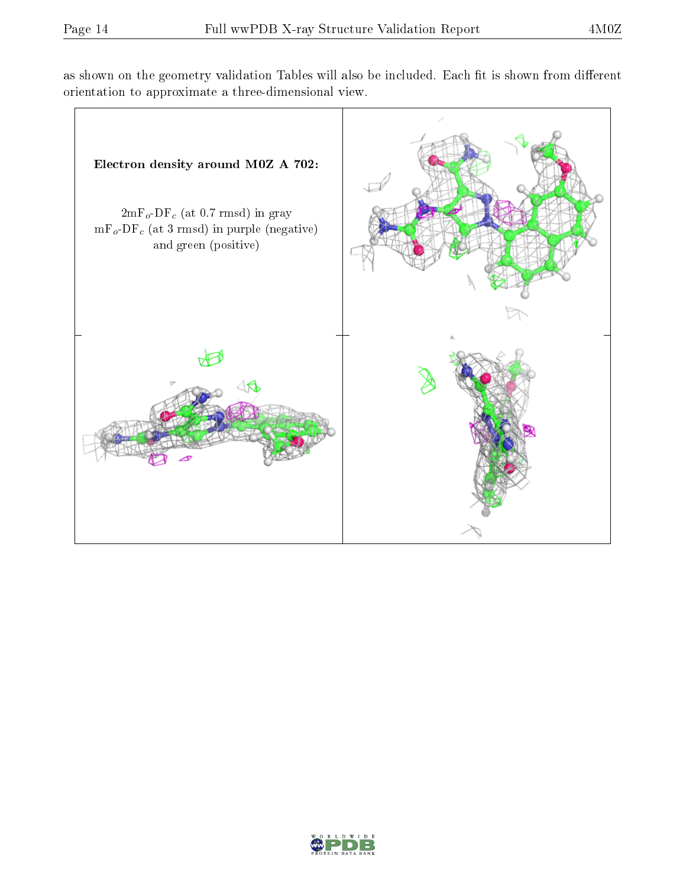as shown on the geometry validation Tables will also be included. Each fit is shown from different orientation to approximate a three-dimensional view.

**Electron density around M0Z A 702:**

$2mF_o$-$DF_c$ (at 0.7 rmsd) in gray
$mF_o$-$DF_c$ (at 3 rmsd) in purple (negative) and green (positive)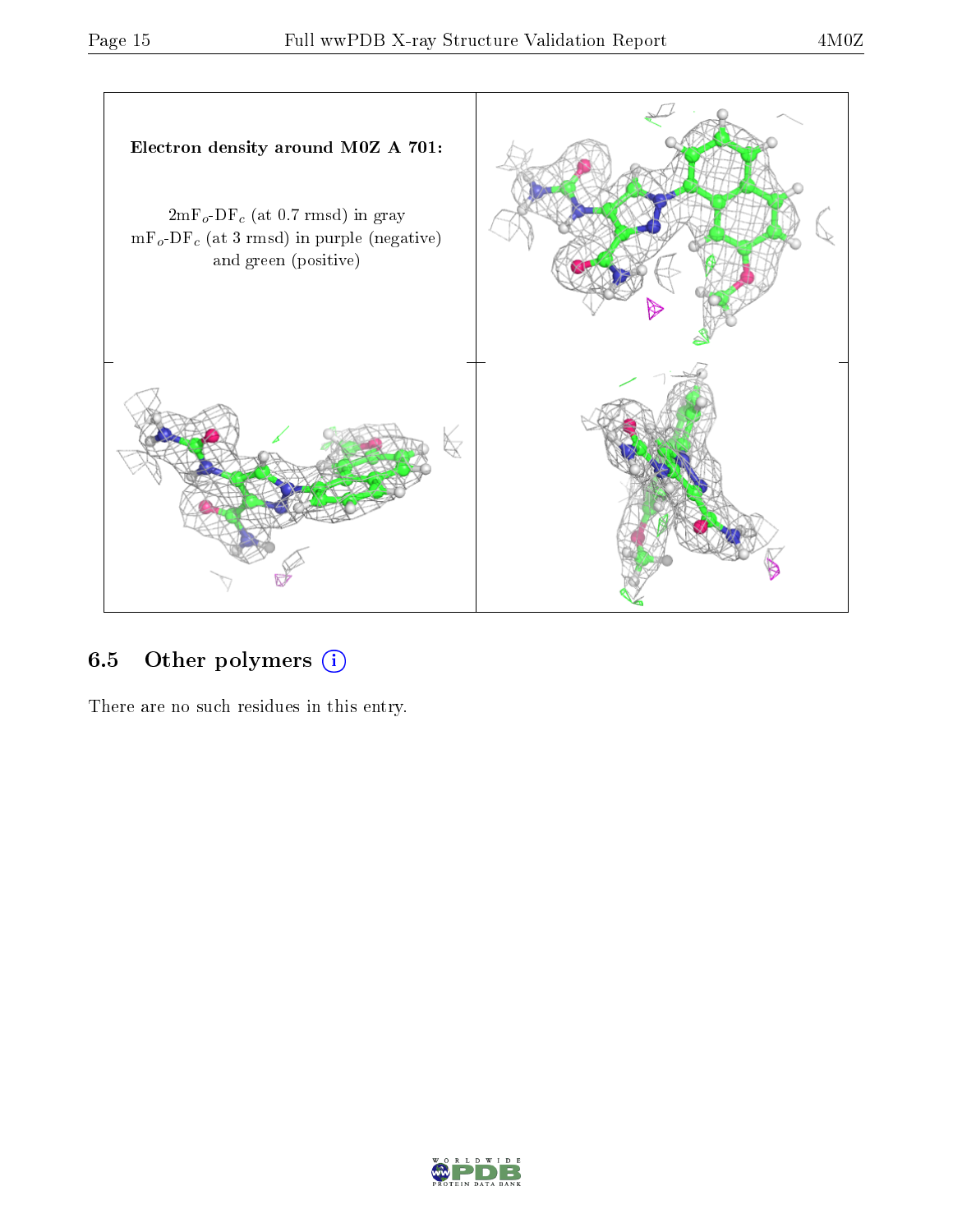**Electron density around M0Z A 701:**

$2mF_o$-$DF_c$ (at 0.7 rmsd) in gray
$mF_o$-$DF_c$ (at 3 rmsd) in purple (negative)
and green (positive)

## 6.5 Other polymers

There are no such residues in this entry.